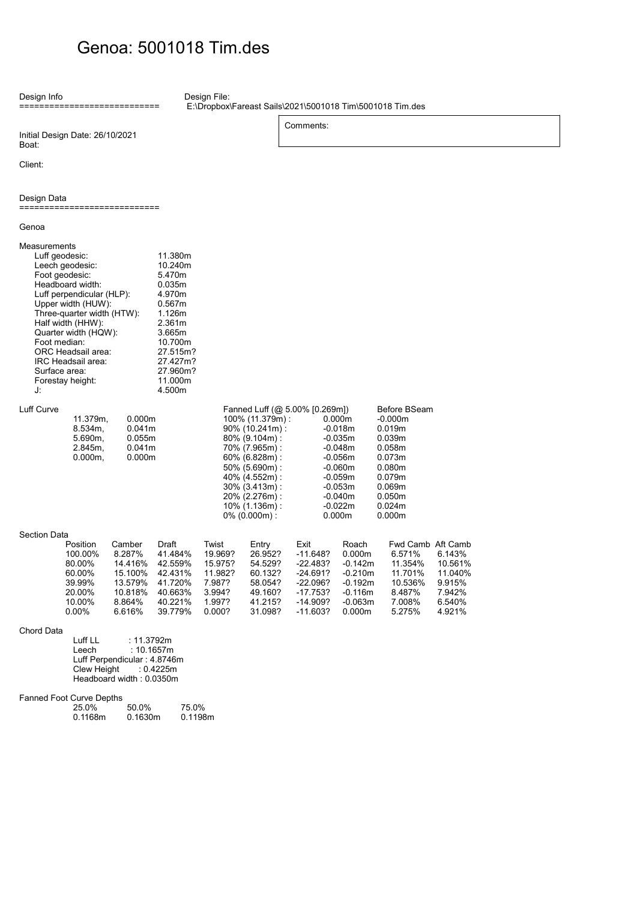# Genoa: 5001018 Tim.des

Design Info
============================

Design File:
E:\Dropbox\Fareast Sails\2021\5001018 Tim\5001018 Tim.des

Comments:

Initial Design Date: 26/10/2021
Boat:

Client:

Design Data
============================

Genoa

Measurements

| | |
|---|---|
| Luff geodesic: | 11.380m |
| Leech geodesic: | 10.240m |
| Foot geodesic: | 5.470m |
| Headboard width: | 0.035m |
| Luff perpendicular (HLP): | 4.970m |
| Upper width (HUW): | 0.567m |
| Three-quarter width (HTW): | 1.126m |
| Half width (HHW): | 2.361m |
| Quarter width (HQW): | 3.665m |
| Foot median: | 10.700m |
| ORC Headsail area: | 27.515m? |
| IRC Headsail area: | 27.427m? |
| Surface area: | 27.960m? |
| Forestay height: | 11.000m |
| J: | 4.500m |

Luff Curve

| | |
|---|---|
| 11.379m, | 0.000m |
| 8.534m, | 0.041m |
| 5.690m, | 0.055m |
| 2.845m, | 0.041m |
| 0.000m, | 0.000m |

| Fanned Luff (@ 5.00% [0.269m]) | | Before BSeam |
|---|---|---|
| 100% (11.379m) : | 0.000m | -0.000m |
| 90% (10.241m) : | -0.018m | 0.019m |
| 80% (9.104m) : | -0.035m | 0.039m |
| 70% (7.965m) : | -0.048m | 0.058m |
| 60% (6.828m) : | -0.056m | 0.073m |
| 50% (5.690m) : | -0.060m | 0.080m |
| 40% (4.552m) : | -0.059m | 0.079m |
| 30% (3.413m) : | -0.053m | 0.069m |
| 20% (2.276m) : | -0.040m | 0.050m |
| 10% (1.136m) : | -0.022m | 0.024m |
| 0% (0.000m) : | 0.000m | 0.000m |

Section Data

| Position | Camber | Draft | Twist | Entry | Exit | Roach | Fwd Camb | Aft Camb |
|---|---|---|---|---|---|---|---|---|
| 100.00% | 8.287% | 41.484% | 19.969? | 26.952? | -11.648? | 0.000m | 6.571% | 6.143% |
| 80.00% | 14.416% | 42.559% | 15.975? | 54.529? | -22.483? | -0.142m | 11.354% | 10.561% |
| 60.00% | 15.100% | 42.431% | 11.982? | 60.132? | -24.691? | -0.210m | 11.701% | 11.040% |
| 39.99% | 13.579% | 41.720% | 7.987? | 58.054? | -22.096? | -0.192m | 10.536% | 9.915% |
| 20.00% | 10.818% | 40.663% | 3.994? | 49.160? | -17.753? | -0.116m | 8.487% | 7.942% |
| 10.00% | 8.864% | 40.221% | 1.997? | 41.215? | -14.909? | -0.063m | 7.008% | 6.540% |
| 0.00% | 6.616% | 39.779% | 0.000? | 31.098? | -11.603? | 0.000m | 5.275% | 4.921% |

Chord Data

Luff LL : 11.3792m
Leech : 10.1657m
Luff Perpendicular : 4.8746m
Clew Height : 0.4225m
Headboard width : 0.0350m

Fanned Foot Curve Depths

| 25.0% | 50.0% | 75.0% |
|---|---|---|
| 0.1168m | 0.1630m | 0.1198m |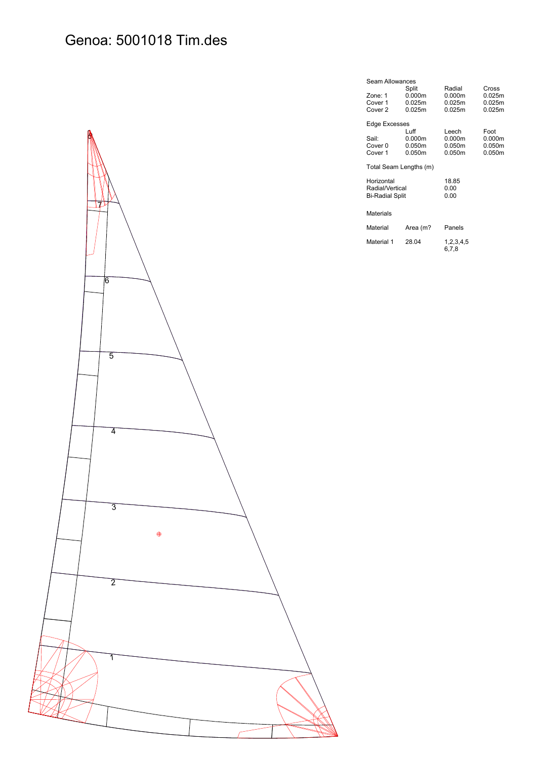# Genoa: 5001018 Tim.des

Seam Allowances

| | Split | Radial | Cross |
|---|---|---|---|
| Zone: 1 | 0.000m | 0.000m | 0.025m |
| Cover 1 | 0.025m | 0.025m | 0.025m |
| Cover 2 | 0.025m | 0.025m | 0.025m |

Edge Excesses

| | Luff | Leech | Foot |
|---|---|---|---|
| Sail: | 0.000m | 0.000m | 0.000m |
| Cover 0 | 0.050m | 0.050m | 0.050m |
| Cover 1 | 0.050m | 0.050m | 0.050m |

Total Seam Lengths (m)

| | |
|---|---|
| Horizontal | 18.85 |
| Radial/Vertical | 0.00 |
| Bi-Radial Split | 0.00 |

Materials

| Material | Area (m? | Panels |
|---|---|---|
| Material 1 | 28.04 | 1,2,3,4,5 6,7,8 |

8
7
6
5
4
3
2
1